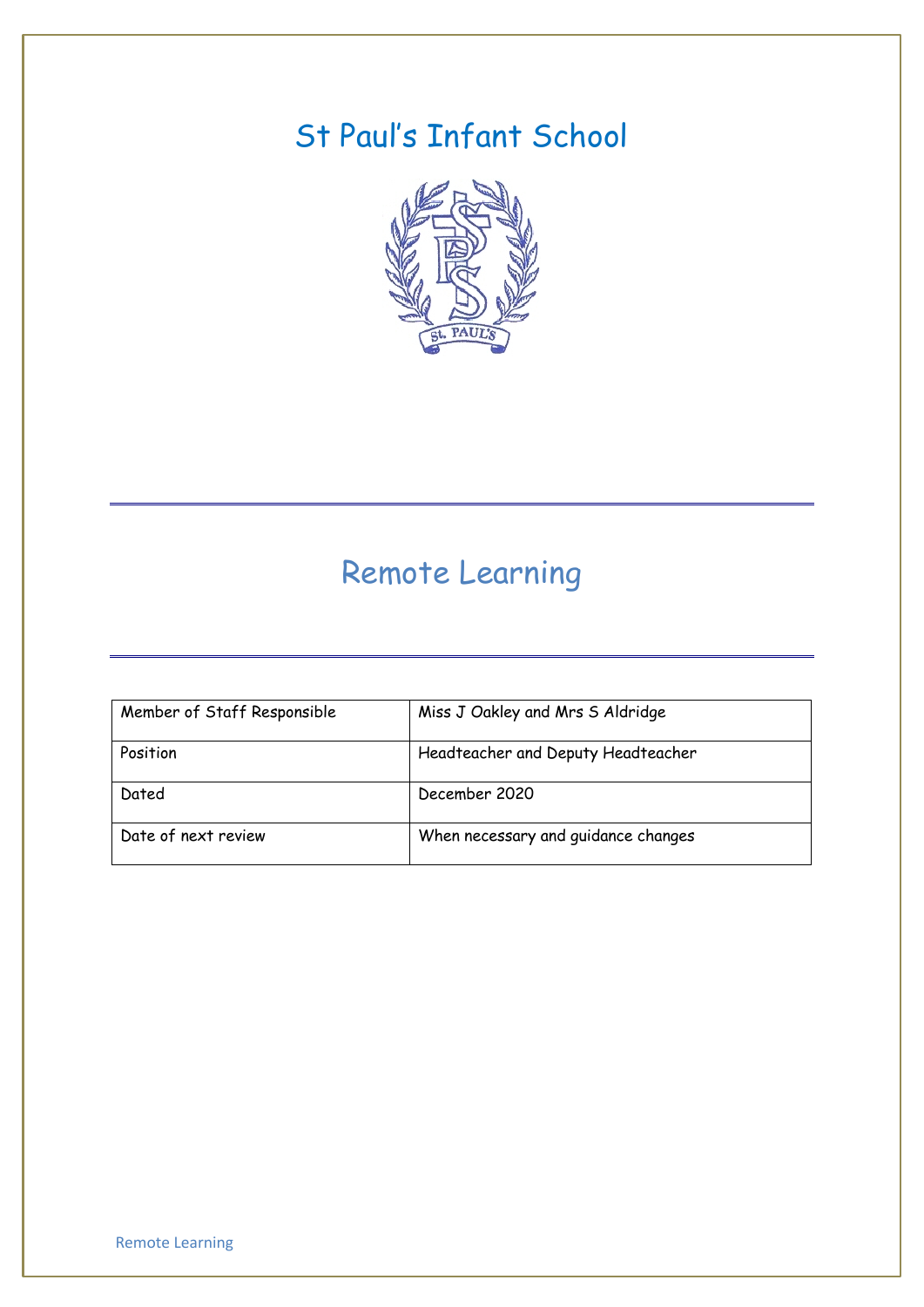# St Paul's Infant School

# Remote Learning

| Member of Staff Responsible | Miss J Oakley and Mrs S Aldridge |
|---|---|
| Position | Headteacher and Deputy Headteacher |
| Dated | December 2020 |
| Date of next review | When necessary and guidance changes |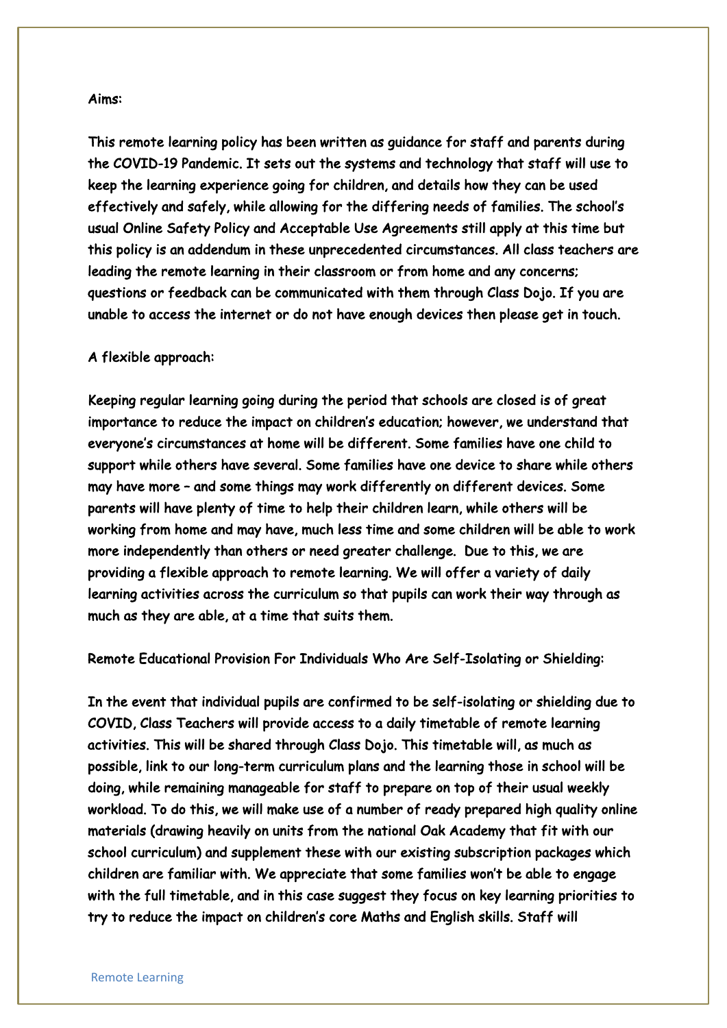Aims:

This remote learning policy has been written as guidance for staff and parents during the COVID-19 Pandemic. It sets out the systems and technology that staff will use to keep the learning experience going for children, and details how they can be used effectively and safely, while allowing for the differing needs of families. The school's usual Online Safety Policy and Acceptable Use Agreements still apply at this time but this policy is an addendum in these unprecedented circumstances. All class teachers are leading the remote learning in their classroom or from home and any concerns; questions or feedback can be communicated with them through Class Dojo. If you are unable to access the internet or do not have enough devices then please get in touch.

A flexible approach:

Keeping regular learning going during the period that schools are closed is of great importance to reduce the impact on children's education; however, we understand that everyone's circumstances at home will be different. Some families have one child to support while others have several. Some families have one device to share while others may have more – and some things may work differently on different devices. Some parents will have plenty of time to help their children learn, while others will be working from home and may have, much less time and some children will be able to work more independently than others or need greater challenge. Due to this, we are providing a flexible approach to remote learning. We will offer a variety of daily learning activities across the curriculum so that pupils can work their way through as much as they are able, at a time that suits them.

Remote Educational Provision For Individuals Who Are Self-Isolating or Shielding:

In the event that individual pupils are confirmed to be self-isolating or shielding due to COVID, Class Teachers will provide access to a daily timetable of remote learning activities. This will be shared through Class Dojo. This timetable will, as much as possible, link to our long-term curriculum plans and the learning those in school will be doing, while remaining manageable for staff to prepare on top of their usual weekly workload. To do this, we will make use of a number of ready prepared high quality online materials (drawing heavily on units from the national Oak Academy that fit with our school curriculum) and supplement these with our existing subscription packages which children are familiar with. We appreciate that some families won't be able to engage with the full timetable, and in this case suggest they focus on key learning priorities to try to reduce the impact on children's core Maths and English skills. Staff will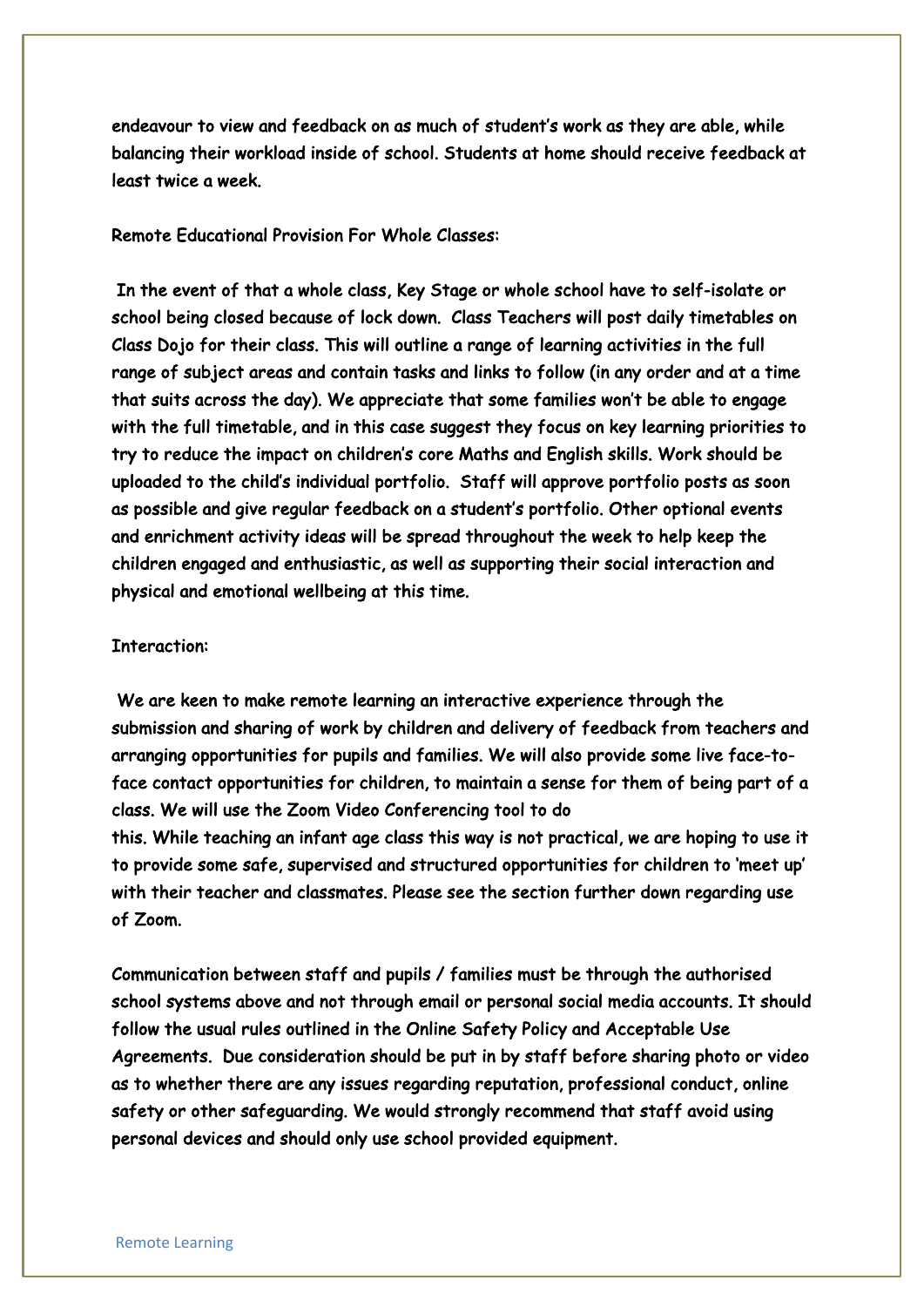endeavour to view and feedback on as much of student's work as they are able, while balancing their workload inside of school. Students at home should receive feedback at least twice a week.

Remote Educational Provision For Whole Classes:

In the event of that a whole class, Key Stage or whole school have to self-isolate or school being closed because of lock down. Class Teachers will post daily timetables on Class Dojo for their class. This will outline a range of learning activities in the full range of subject areas and contain tasks and links to follow (in any order and at a time that suits across the day). We appreciate that some families won't be able to engage with the full timetable, and in this case suggest they focus on key learning priorities to try to reduce the impact on children's core Maths and English skills. Work should be uploaded to the child's individual portfolio. Staff will approve portfolio posts as soon as possible and give regular feedback on a student's portfolio. Other optional events and enrichment activity ideas will be spread throughout the week to help keep the children engaged and enthusiastic, as well as supporting their social interaction and physical and emotional wellbeing at this time.

Interaction:

We are keen to make remote learning an interactive experience through the submission and sharing of work by children and delivery of feedback from teachers and arranging opportunities for pupils and families. We will also provide some live face-to-face contact opportunities for children, to maintain a sense for them of being part of a class. We will use the Zoom Video Conferencing tool to do this. While teaching an infant age class this way is not practical, we are hoping to use it to provide some safe, supervised and structured opportunities for children to 'meet up' with their teacher and classmates. Please see the section further down regarding use of Zoom.

Communication between staff and pupils / families must be through the authorised school systems above and not through email or personal social media accounts. It should follow the usual rules outlined in the Online Safety Policy and Acceptable Use Agreements. Due consideration should be put in by staff before sharing photo or video as to whether there are any issues regarding reputation, professional conduct, online safety or other safeguarding. We would strongly recommend that staff avoid using personal devices and should only use school provided equipment.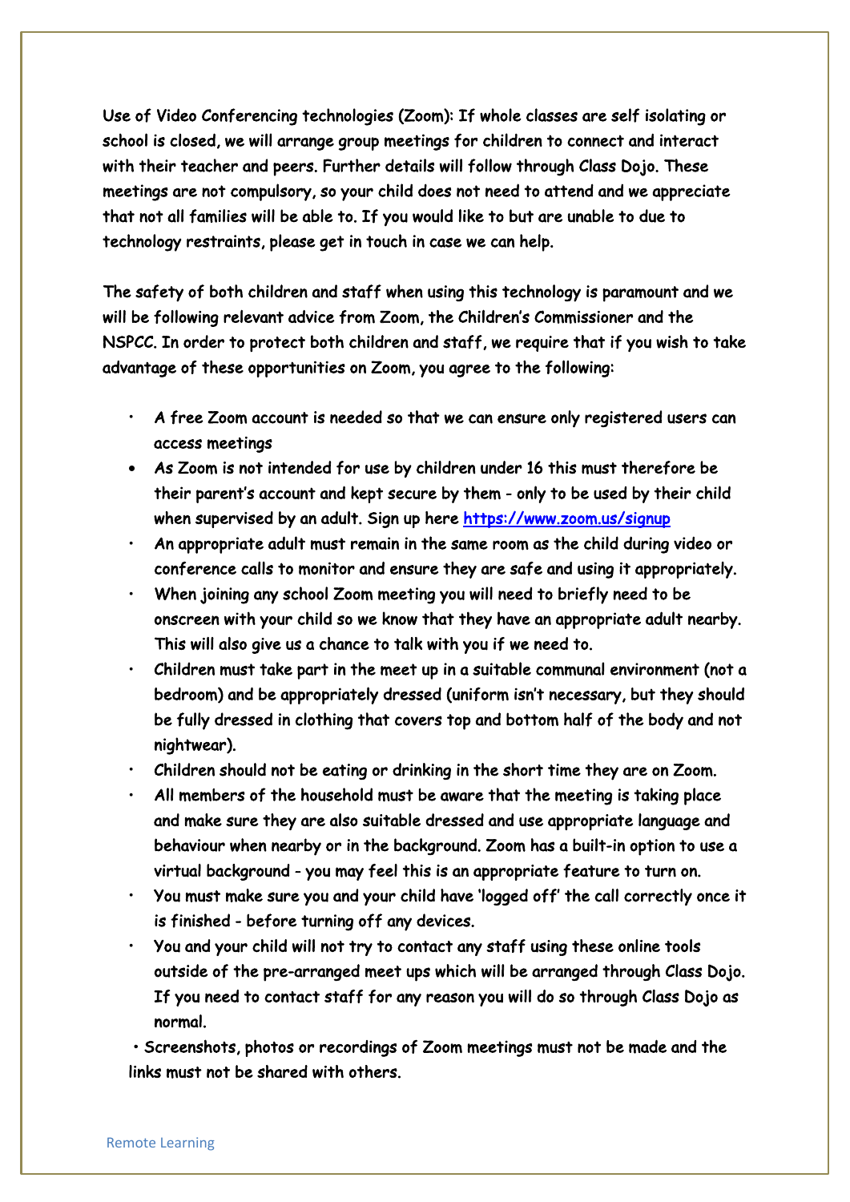**Use of Video Conferencing technologies (Zoom): If whole classes are self isolating or school is closed, we will arrange group meetings for children to connect and interact with their teacher and peers. Further details will follow through Class Dojo. These meetings are not compulsory, so your child does not need to attend and we appreciate that not all families will be able to. If you would like to but are unable to due to technology restraints, please get in touch in case we can help.**

**The safety of both children and staff when using this technology is paramount and we will be following relevant advice from Zoom, the Children's Commissioner and the NSPCC. In order to protect both children and staff, we require that if you wish to take advantage of these opportunities on Zoom, you agree to the following:**

- **A free Zoom account is needed so that we can ensure only registered users can access meetings**
- **As Zoom is not intended for use by children under 16 this must therefore be their parent's account and kept secure by them - only to be used by their child when supervised by an adult. Sign up here [https://www.zoom.us/signup](https://www.zoom.us/signup)**
- **An appropriate adult must remain in the same room as the child during video or conference calls to monitor and ensure they are safe and using it appropriately.**
- **When joining any school Zoom meeting you will need to briefly need to be onscreen with your child so we know that they have an appropriate adult nearby. This will also give us a chance to talk with you if we need to.**
- **Children must take part in the meet up in a suitable communal environment (not a bedroom) and be appropriately dressed (uniform isn't necessary, but they should be fully dressed in clothing that covers top and bottom half of the body and not nightwear).**
- **Children should not be eating or drinking in the short time they are on Zoom.**
- **All members of the household must be aware that the meeting is taking place and make sure they are also suitable dressed and use appropriate language and behaviour when nearby or in the background. Zoom has a built-in option to use a virtual background - you may feel this is an appropriate feature to turn on.**
- **You must make sure you and your child have 'logged off' the call correctly once it is finished - before turning off any devices.**
- **You and your child will not try to contact any staff using these online tools outside of the pre-arranged meet ups which will be arranged through Class Dojo. If you need to contact staff for any reason you will do so through Class Dojo as normal.**
- **Screenshots, photos or recordings of Zoom meetings must not be made and the links must not be shared with others.**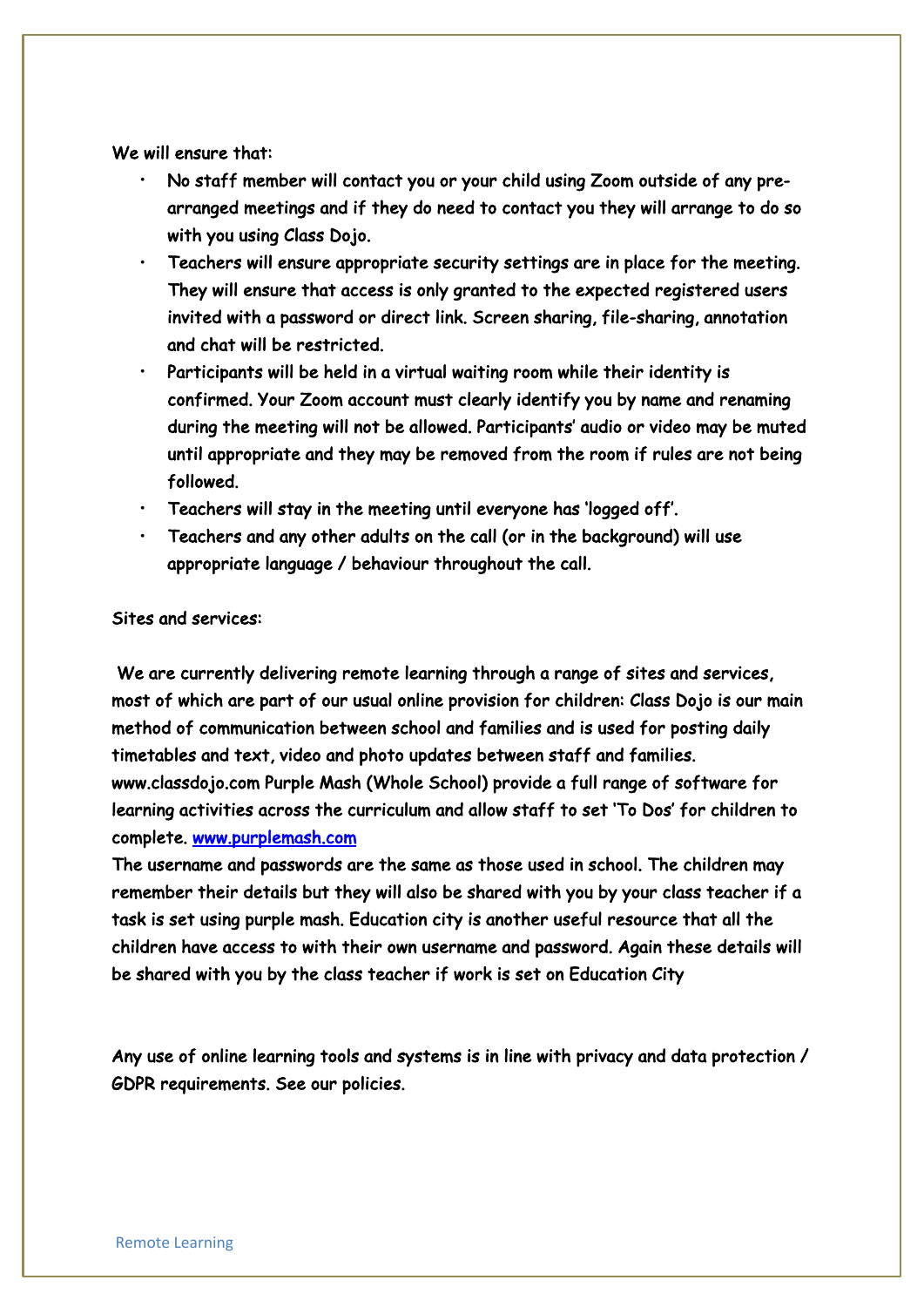We will ensure that:

- No staff member will contact you or your child using Zoom outside of any pre-arranged meetings and if they do need to contact you they will arrange to do so with you using Class Dojo.
- Teachers will ensure appropriate security settings are in place for the meeting. They will ensure that access is only granted to the expected registered users invited with a password or direct link. Screen sharing, file-sharing, annotation and chat will be restricted.
- Participants will be held in a virtual waiting room while their identity is confirmed. Your Zoom account must clearly identify you by name and renaming during the meeting will not be allowed. Participants' audio or video may be muted until appropriate and they may be removed from the room if rules are not being followed.
- Teachers will stay in the meeting until everyone has 'logged off'.
- Teachers and any other adults on the call (or in the background) will use appropriate language / behaviour throughout the call.

Sites and services:

We are currently delivering remote learning through a range of sites and services, most of which are part of our usual online provision for children: Class Dojo is our main method of communication between school and families and is used for posting daily timetables and text, video and photo updates between staff and families. www.classdojo.com Purple Mash (Whole School) provide a full range of software for learning activities across the curriculum and allow staff to set 'To Dos' for children to complete. [www.purplemash.com](http://www.purplemash.com)

The username and passwords are the same as those used in school. The children may remember their details but they will also be shared with you by your class teacher if a task is set using purple mash. Education city is another useful resource that all the children have access to with their own username and password. Again these details will be shared with you by the class teacher if work is set on Education City

Any use of online learning tools and systems is in line with privacy and data protection / GDPR requirements. See our policies.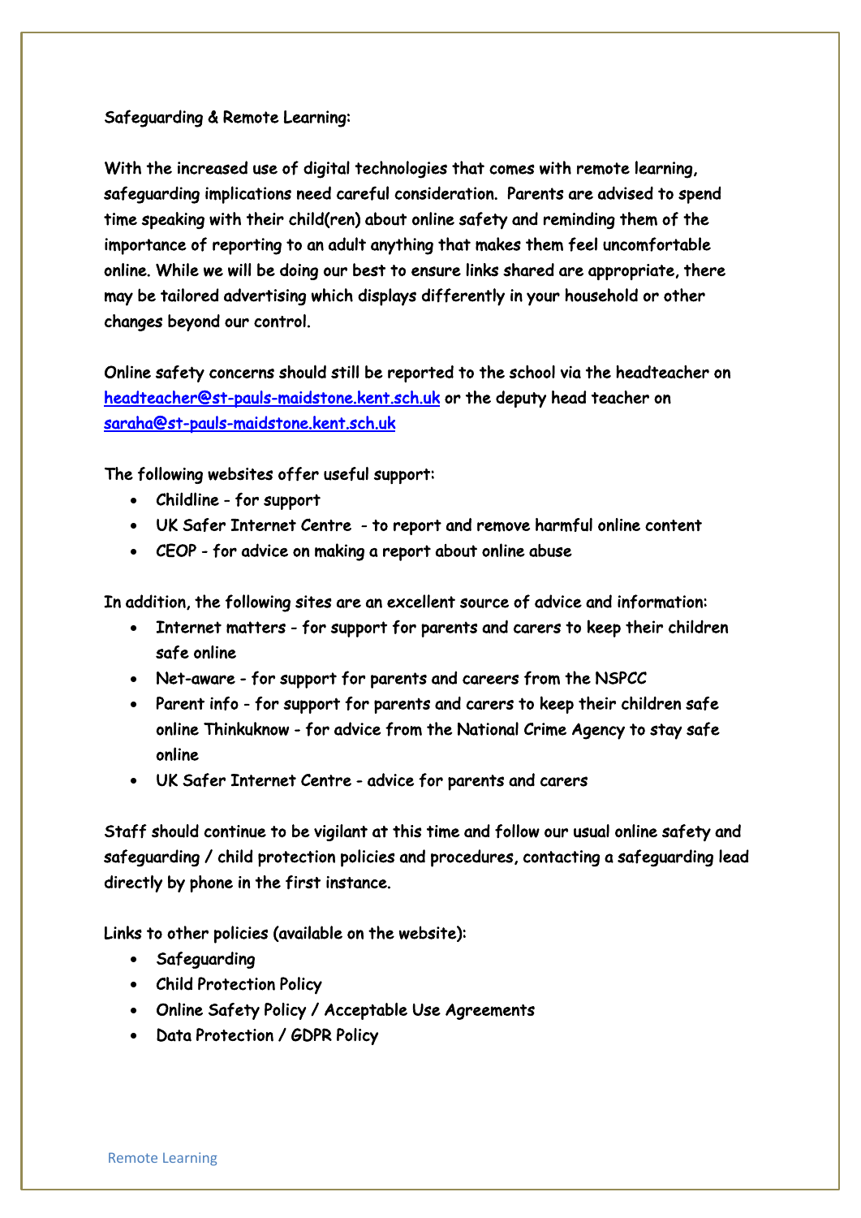Safeguarding & Remote Learning:

With the increased use of digital technologies that comes with remote learning, safeguarding implications need careful consideration. Parents are advised to spend time speaking with their child(ren) about online safety and reminding them of the importance of reporting to an adult anything that makes them feel uncomfortable online. While we will be doing our best to ensure links shared are appropriate, there may be tailored advertising which displays differently in your household or other changes beyond our control.

Online safety concerns should still be reported to the school via the headteacher on [headteacher@st-pauls-maidstone.kent.sch.uk](mailto:headteacher@st-pauls-maidstone.kent.sch.uk) or the deputy head teacher on [saraha@st-pauls-maidstone.kent.sch.uk](mailto:saraha@st-pauls-maidstone.kent.sch.uk)

The following websites offer useful support:

- Childline - for support
- UK Safer Internet Centre - to report and remove harmful online content
- CEOP - for advice on making a report about online abuse

In addition, the following sites are an excellent source of advice and information:

- Internet matters - for support for parents and carers to keep their children safe online
- Net-aware - for support for parents and careers from the NSPCC
- Parent info - for support for parents and carers to keep their children safe online Thinkuknow - for advice from the National Crime Agency to stay safe online
- UK Safer Internet Centre - advice for parents and carers

Staff should continue to be vigilant at this time and follow our usual online safety and safeguarding / child protection policies and procedures, contacting a safeguarding lead directly by phone in the first instance.

Links to other policies (available on the website):

- Safeguarding
- Child Protection Policy
- Online Safety Policy / Acceptable Use Agreements
- Data Protection / GDPR Policy